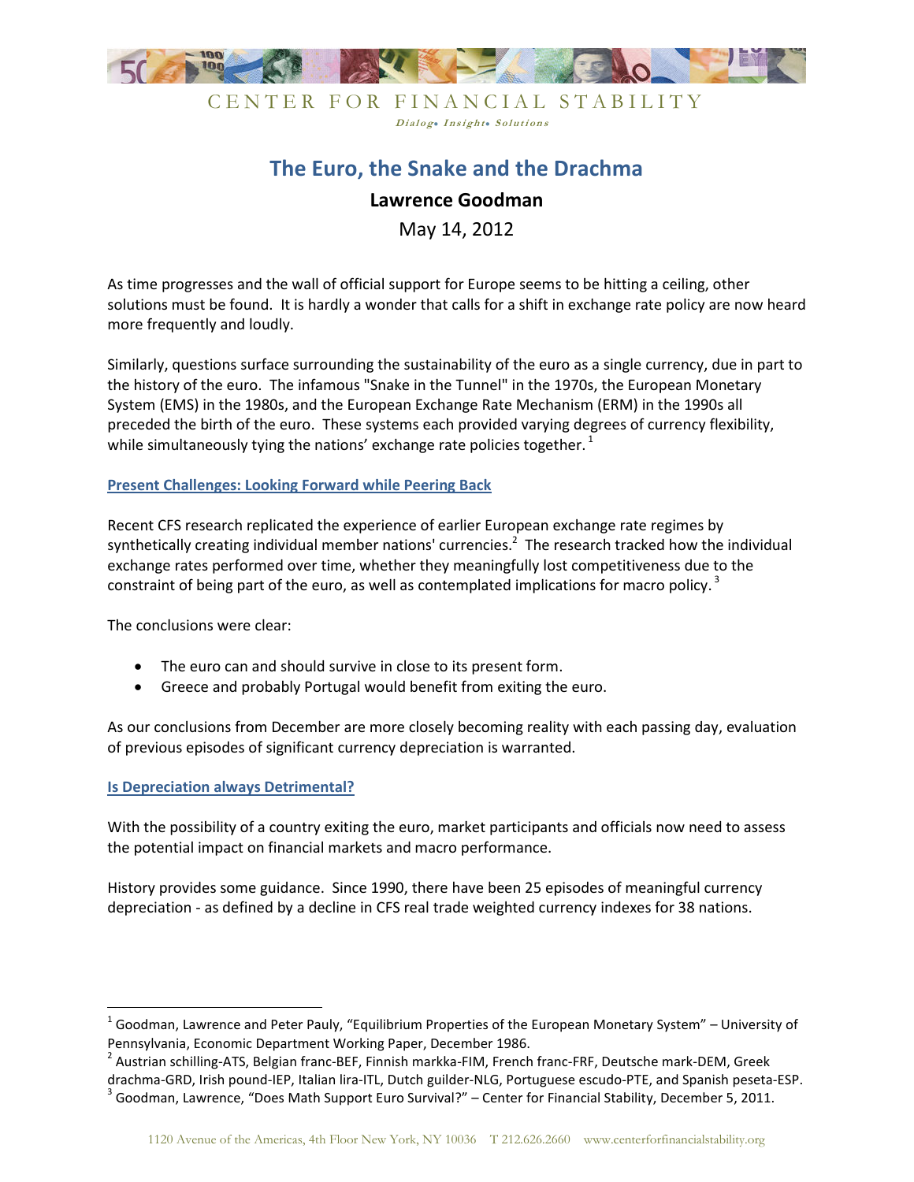CENTER FOR FINANCIAL STABILITY

*Dialog• Insight• Solutions*

# The Euro, the Snake and the Drachma

## Lawrence Goodman

May 14, 2012

As time progresses and the wall of official support for Europe seems to be hitting a ceiling, other solutions must be found. It is hardly a wonder that calls for a shift in exchange rate policy are now heard more frequently and loudly.

Similarly, questions surface surrounding the sustainability of the euro as a single currency, due in part to the history of the euro. The infamous "Snake in the Tunnel" in the 1970s, the European Monetary System (EMS) in the 1980s, and the European Exchange Rate Mechanism (ERM) in the 1990s all preceded the birth of the euro. These systems each provided varying degrees of currency flexibility, while simultaneously tying the nations' exchange rate policies together.[1]

### Present Challenges: Looking Forward while Peering Back

Recent CFS research replicated the experience of earlier European exchange rate regimes by synthetically creating individual member nations' currencies.[2] The research tracked how the individual exchange rates performed over time, whether they meaningfully lost competitiveness due to the constraint of being part of the euro, as well as contemplated implications for macro policy.[3]

The conclusions were clear:

- The euro can and should survive in close to its present form.
- Greece and probably Portugal would benefit from exiting the euro.

As our conclusions from December are more closely becoming reality with each passing day, evaluation of previous episodes of significant currency depreciation is warranted.

### Is Depreciation always Detrimental?

With the possibility of a country exiting the euro, market participants and officials now need to assess the potential impact on financial markets and macro performance.

History provides some guidance. Since 1990, there have been 25 episodes of meaningful currency depreciation - as defined by a decline in CFS real trade weighted currency indexes for 38 nations.

---

[1] Goodman, Lawrence and Peter Pauly, "Equilibrium Properties of the European Monetary System" – University of Pennsylvania, Economic Department Working Paper, December 1986.

[2] Austrian schilling-ATS, Belgian franc-BEF, Finnish markka-FIM, French franc-FRF, Deutsche mark-DEM, Greek drachma-GRD, Irish pound-IEP, Italian lira-ITL, Dutch guilder-NLG, Portuguese escudo-PTE, and Spanish peseta-ESP.

[3] Goodman, Lawrence, "Does Math Support Euro Survival?" – Center for Financial Stability, December 5, 2011.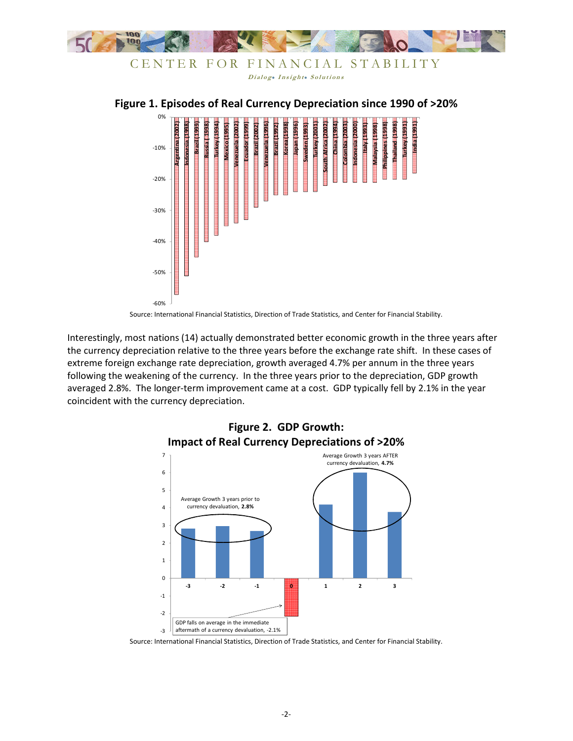**Figure 1. Episodes of Real Currency Depreciation since 1990 of >20%**

Source: International Financial Statistics, Direction of Trade Statistics, and Center for Financial Stability.

Interestingly, most nations (14) actually demonstrated better economic growth in the three years after the currency depreciation relative to the three years before the exchange rate shift. In these cases of extreme foreign exchange rate depreciation, growth averaged 4.7% per annum in the three years following the weakening of the currency. In the three years prior to the depreciation, GDP growth averaged 2.8%. The longer-term improvement came at a cost. GDP typically fell by 2.1% in the year coincident with the currency depreciation.

**Figure 2. GDP Growth: Impact of Real Currency Depreciations of >20%**

Source: International Financial Statistics, Direction of Trade Statistics, and Center for Financial Stability.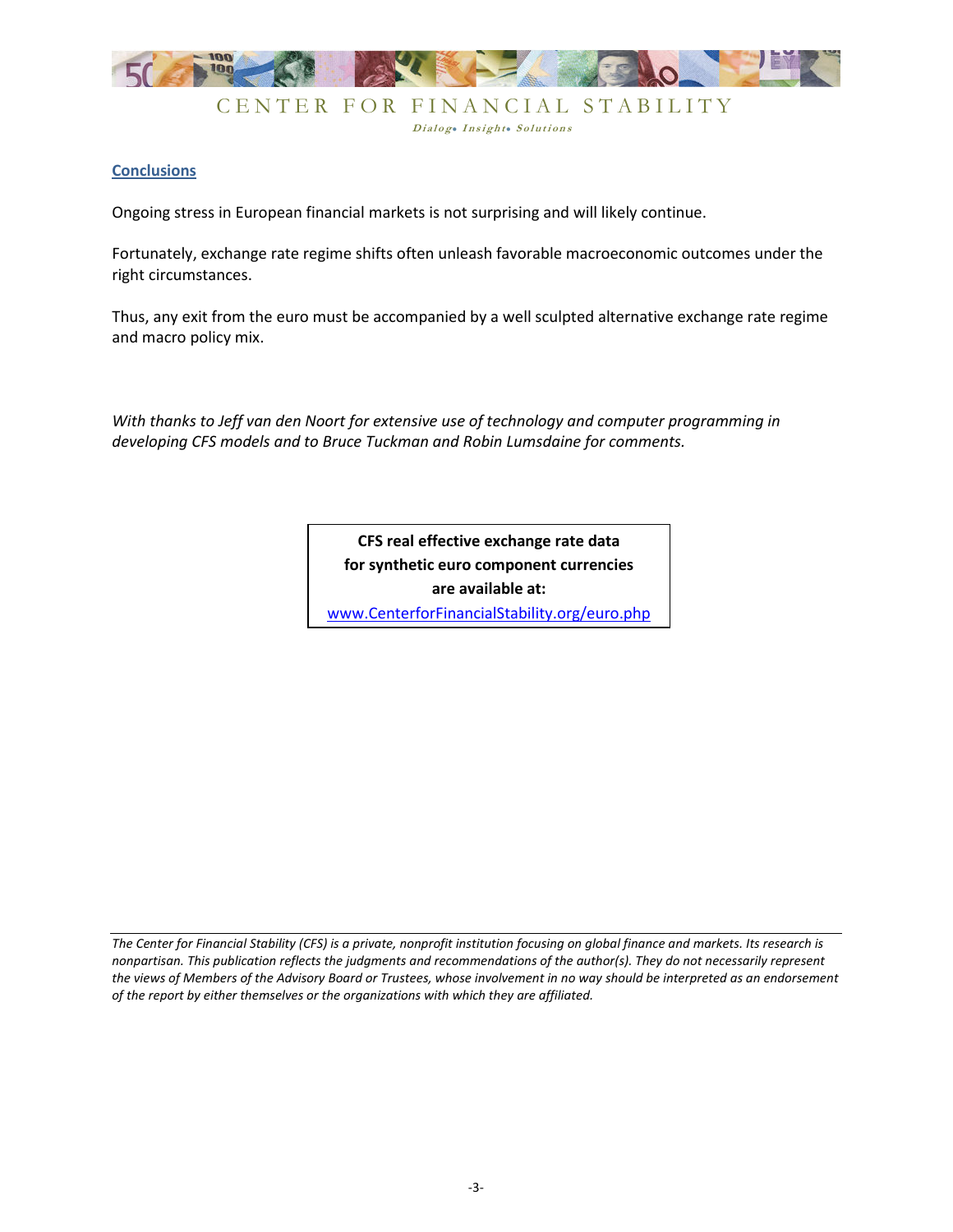## Conclusions

Ongoing stress in European financial markets is not surprising and will likely continue.

Fortunately, exchange rate regime shifts often unleash favorable macroeconomic outcomes under the right circumstances.

Thus, any exit from the euro must be accompanied by a well sculpted alternative exchange rate regime and macro policy mix.

*With thanks to Jeff van den Noort for extensive use of technology and computer programming in developing CFS models and to Bruce Tuckman and Robin Lumsdaine for comments.*

**CFS real effective exchange rate data for synthetic euro component currencies are available at:**
www.CenterforFinancialStability.org/euro.php

*The Center for Financial Stability (CFS) is a private, nonprofit institution focusing on global finance and markets. Its research is nonpartisan. This publication reflects the judgments and recommendations of the author(s). They do not necessarily represent the views of Members of the Advisory Board or Trustees, whose involvement in no way should be interpreted as an endorsement of the report by either themselves or the organizations with which they are affiliated.*